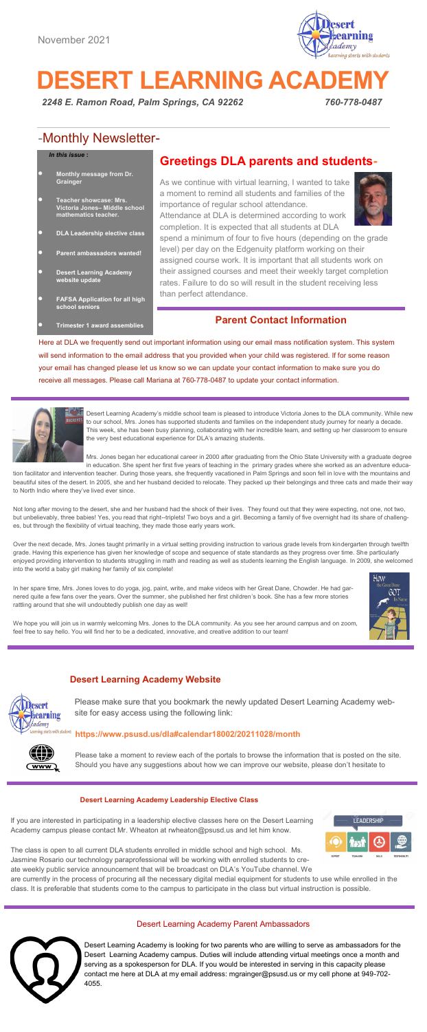November 2021

# DESERT LEARNING ACADEMY

***2248 E. Ramon Road, Palm Springs, CA 92262*** ***760-778-0487***

## -Monthly Newsletter-

***In this issue :***

- **Monthly message from Dr. Grainger**
- **Teacher showcase: Mrs. Victoria Jones– Middle school mathematics teacher.**
- **DLA Leadership elective class**
- **Parent ambassadors wanted!**
- **Desert Learning Academy website update**
- **FAFSA Application for all high school seniors**
- **Trimester 1 award assemblies**

## Greetings DLA parents and students-

As we continue with virtual learning, I wanted to take a moment to remind all students and families of the importance of regular school attendance.

Attendance at DLA is determined according to work completion. It is expected that all students at DLA spend a minimum of four to five hours (depending on the grade level) per day on the Edgenuity platform working on their assigned course work. It is important that all students work on their assigned courses and meet their weekly target completion rates. Failure to do so will result in the student receiving less than perfect attendance.

### Parent Contact Information

Here at DLA we frequently send out important information using our email mass notification system. This system will send information to the email address that you provided when your child was registered. If for some reason your email has changed please let us know so we can update your contact information to make sure you do receive all messages. Please call Mariana at 760-778-0487 to update your contact information.

Desert Learning Academy's middle school team is pleased to introduce Victoria Jones to the DLA community. While new to our school, Mrs. Jones has supported students and families on the independent study journey for nearly a decade. This week, she has been busy planning, collaborating with her incredible team, and setting up her classroom to ensure the very best educational experience for DLA's amazing students.

Mrs. Jones began her educational career in 2000 after graduating from the Ohio State University with a graduate degree in education. She spent her first five years of teaching in the primary grades where she worked as an adventure education facilitator and intervention teacher. During those years, she frequently vacationed in Palm Springs and soon fell in love with the mountains and beautiful sites of the desert. In 2005, she and her husband decided to relocate. They packed up their belongings and three cats and made their way to North Indio where they've lived ever since.

Not long after moving to the desert, she and her husband had the shock of their lives. They found out that they were expecting, not one, not two, but unbelievably, three babies! Yes, you read that right--triplets! Two boys and a girl. Becoming a family of five overnight had its share of challenges, but through the flexibility of virtual teaching, they made those early years work.

Over the next decade, Mrs. Jones taught primarily in a virtual setting providing instruction to various grade levels from kindergarten through twelfth grade. Having this experience has given her knowledge of scope and sequence of state standards as they progress over time. She particularly enjoyed providing intervention to students struggling in math and reading as well as students learning the English language. In 2009, she welcomed into the world a baby girl making her family of six complete!

In her spare time, Mrs. Jones loves to do yoga, jog, paint, write, and make videos with her Great Dane, Chowder. He had garnered quite a few fans over the years. Over the summer, she published her first children's book. She has a few more stories rattling around that she will undoubtedly publish one day as well!

We hope you will join us in warmly welcoming Mrs. Jones to the DLA community. As you see her around campus and on zoom, feel free to say hello. You will find her to be a dedicated, innovative, and creative addition to our team!

### Desert Learning Academy Website

Please make sure that you bookmark the newly updated Desert Learning Academy website for easy access using the following link:

**https://www.psusd.us/dla#calendar18002/20211028/month**

Please take a moment to review each of the portals to browse the information that is posted on the site. Should you have any suggestions about how we can improve our website, please don't hesitate to

#### Desert Learning Academy Leadership Elective Class

If you are interested in participating in a leadership elective classes here on the Desert Learning Academy campus please contact Mr. Wheaton at rwheaton@psusd.us and let him know.

The class is open to all current DLA students enrolled in middle school and high school. Ms. Jasmine Rosario our technology paraprofessional will be working with enrolled students to create weekly public service announcement that will be broadcast on DLA's YouTube channel. We are currently in the process of procuring all the necessary digital media equipment for students to use while enrolled in the class. It is preferable that students come to the campus to participate in the class but virtual instruction is possible.

### Desert Learning Academy Parent Ambassadors

Desert Learning Academy is looking for two parents who are willing to serve as ambassadors for the Desert Learning Academy campus. Duties will include attending virtual meetings once a month and serving as a spokesperson for DLA. If you would be interested in serving in this capacity please contact me here at DLA at my email address: mgrainger@psusd.us or my cell phone at 949-702-4055.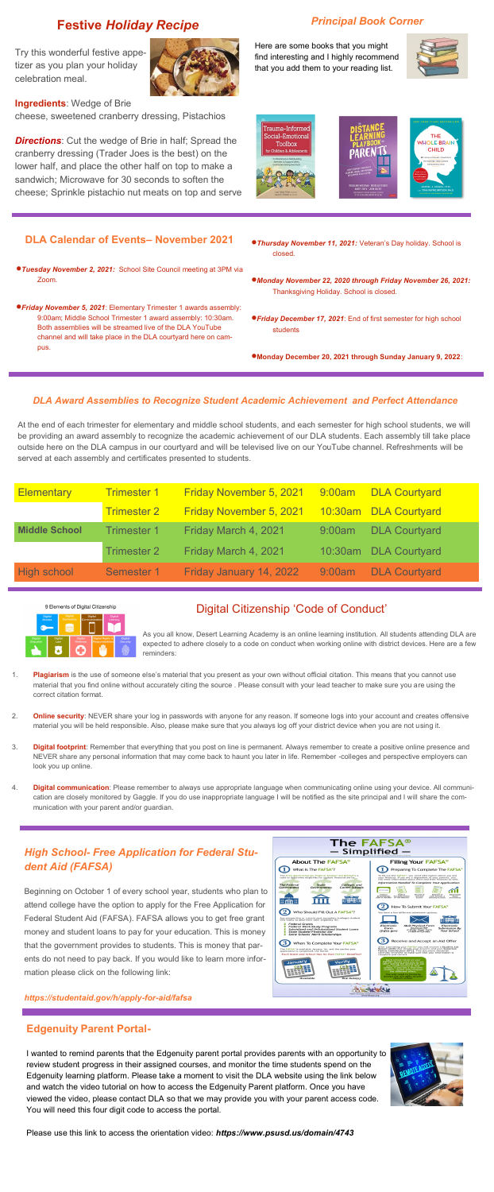## Festive *Holiday Recipe*

Try this wonderful festive appetizer as you plan your holiday celebration meal.

**Ingredients**: Wedge of Brie cheese, sweetened cranberry dressing, Pistachios

***Directions***: Cut the wedge of Brie in half; Spread the cranberry dressing (Trader Joes is the best) on the lower half, and place the other half on top to make a sandwich; Microwave for 30 seconds to soften the cheese; Sprinkle pistachio nut meats on top and serve

## *Principal Book Corner*

Here are some books that you might find interesting and I highly recommend that you add them to your reading list.

## DLA Calendar of Events– November 2021

- ***Tuesday November 2, 2021:*** School Site Council meeting at 3PM via Zoom.
- ***Friday November 5, 2021***: Elementary Trimester 1 awards assembly: 9:00am; Middle School Trimester 1 award assembly: 10:30am. Both assemblies will be streamed live of the DLA YouTube channel and will take place in the DLA courtyard here on campus.
- ***Thursday November 11, 2021:*** Veteran's Day holiday. School is closed.
- ***Monday November 22, 2020 through Friday November 26, 2021:*** Thanksgiving Holiday. School is closed.
- ***Friday December 17, 2021***: End of first semester for high school students
- **Monday December 20, 2021 through Sunday January 9, 2022**:

### *DLA Award Assemblies to Recognize Student Academic Achievement and Perfect Attendance*

At the end of each trimester for elementary and middle school students, and each semester for high school students, we will be providing an award assembly to recognize the academic achievement of our DLA students. Each assembly till take place outside here on the DLA campus in our courtyard and will be televised live on our YouTube channel. Refreshments will be served at each assembly and certificates presented to students.

| | | | | |
|---|---|---|---|---|
| Elementary | Trimester 1 | Friday November 5, 2021 | 9:00am | DLA Courtyard |
| | Trimester 2 | Friday November 5, 2021 | 10:30am | DLA Courtyard |
| **Middle School** | Trimester 1 | Friday March 4, 2021 | 9:00am | DLA Courtyard |
| | Trimester 2 | Friday March 4, 2021 | 10:30am | DLA Courtyard |
| High school | Semester 1 | Friday January 14, 2022 | 9:00am | DLA Courtyard |

9 Elements of Digital Citizenship

## Digital Citizenship 'Code of Conduct'

As you all know, Desert Learning Academy is an online learning institution. All students attending DLA are expected to adhere closely to a code on conduct when working online with district devices. Here are a few reminders:

1. **Plagiarism** is the use of someone else's material that you present as your own without official citation. This means that you cannot use material that you find online without accurately citing the source . Please consult with your lead teacher to make sure you are using the correct citation format.
2. **Online security**: NEVER share your log in passwords with anyone for any reason. If someone logs into your account and creates offensive material you will be held responsible. Also, please make sure that you always log off your district device when you are not using it.
3. **Digital footprint**: Remember that everything that you post on line is permanent. Always remember to create a positive online presence and NEVER share any personal information that may come back to haunt you later in life. Remember -colleges and perspective employers can look you up online.
4. **Digital communication**: Please remember to always use appropriate language when communicating online using your device. All communication are closely monitored by Gaggle. If you do use inappropriate language I will be notified as the site principal and I will share the communication with your parent and/or guardian.

### *High School- Free Application for Federal Student Aid (FAFSA)*

Beginning on October 1 of every school year, students who plan to attend college have the option to apply for the Free Application for Federal Student Aid (FAFSA). FAFSA allows you to get free grant money and student loans to pay for your education. This is money that the government provides to students. This is money that parents do not need to pay back. If you would like to learn more information please click on the following link:

***https://studentaid.gov/h/apply-for-aid/fafsa***

### Edgenuity Parent Portal-

I wanted to remind parents that the Edgenuity parent portal provides parents with an opportunity to review student progress in their assigned courses, and monitor the time students spend on the Edgenuity learning platform. Please take a moment to visit the DLA website using the link below and watch the video tutorial on how to access the Edgenuity Parent platform. Once you have viewed the video, please contact DLA so that we may provide you with your parent access code. You will need this four digit code to access the portal.

Please use this link to access the orientation video: ***https://www.psusd.us/domain/4743***